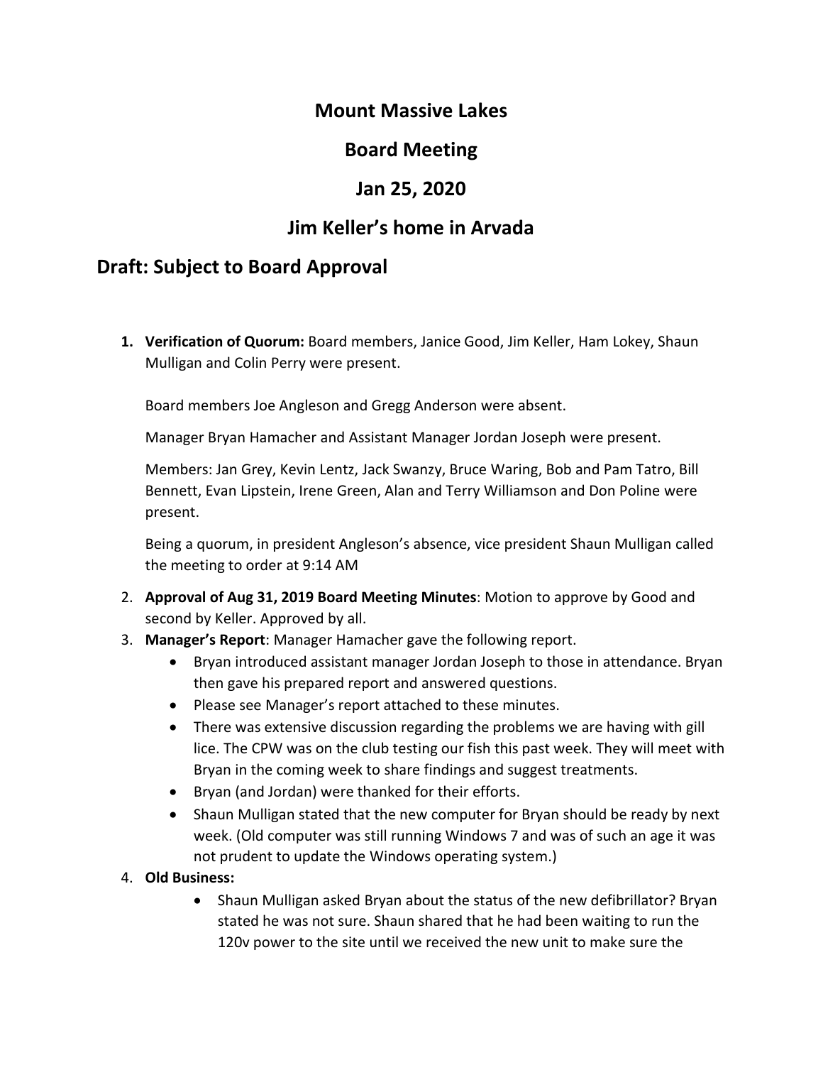# Mount Massive Lakes

# Board Meeting

# Jan 25, 2020

# Jim Keller's home in Arvada

## Draft: Subject to Board Approval

1. **Verification of Quorum:** Board members, Janice Good, Jim Keller, Ham Lokey, Shaun Mulligan and Colin Perry were present.

   Board members Joe Angleson and Gregg Anderson were absent.

   Manager Bryan Hamacher and Assistant Manager Jordan Joseph were present.

   Members: Jan Grey, Kevin Lentz, Jack Swanzy, Bruce Waring, Bob and Pam Tatro, Bill Bennett, Evan Lipstein, Irene Green, Alan and Terry Williamson and Don Poline were present.

   Being a quorum, in president Angleson's absence, vice president Shaun Mulligan called the meeting to order at 9:14 AM

2. **Approval of Aug 31, 2019 Board Meeting Minutes**: Motion to approve by Good and second by Keller. Approved by all.
3. **Manager's Report**: Manager Hamacher gave the following report.
   - Bryan introduced assistant manager Jordan Joseph to those in attendance. Bryan then gave his prepared report and answered questions.
   - Please see Manager's report attached to these minutes.
   - There was extensive discussion regarding the problems we are having with gill lice. The CPW was on the club testing our fish this past week. They will meet with Bryan in the coming week to share findings and suggest treatments.
   - Bryan (and Jordan) were thanked for their efforts.
   - Shaun Mulligan stated that the new computer for Bryan should be ready by next week. (Old computer was still running Windows 7 and was of such an age it was not prudent to update the Windows operating system.)
4. **Old Business:**
   - Shaun Mulligan asked Bryan about the status of the new defibrillator? Bryan stated he was not sure. Shaun shared that he had been waiting to run the 120v power to the site until we received the new unit to make sure the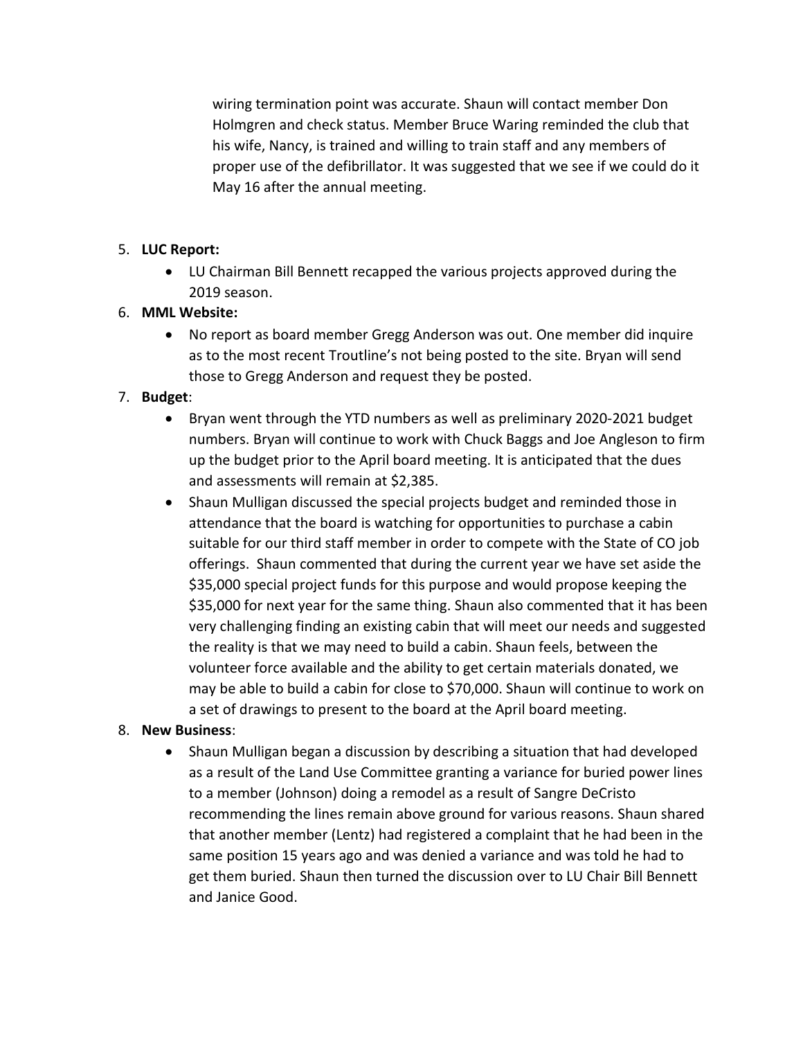wiring termination point was accurate. Shaun will contact member Don Holmgren and check status. Member Bruce Waring reminded the club that his wife, Nancy, is trained and willing to train staff and any members of proper use of the defibrillator. It was suggested that we see if we could do it May 16 after the annual meeting.

5. **LUC Report:**
   - LU Chairman Bill Bennett recapped the various projects approved during the 2019 season.
6. **MML Website:**
   - No report as board member Gregg Anderson was out. One member did inquire as to the most recent Troutline's not being posted to the site. Bryan will send those to Gregg Anderson and request they be posted.
7. **Budget**:
   - Bryan went through the YTD numbers as well as preliminary 2020-2021 budget numbers. Bryan will continue to work with Chuck Baggs and Joe Angleson to firm up the budget prior to the April board meeting. It is anticipated that the dues and assessments will remain at $2,385.
   - Shaun Mulligan discussed the special projects budget and reminded those in attendance that the board is watching for opportunities to purchase a cabin suitable for our third staff member in order to compete with the State of CO job offerings. Shaun commented that during the current year we have set aside the $35,000 special project funds for this purpose and would propose keeping the $35,000 for next year for the same thing. Shaun also commented that it has been very challenging finding an existing cabin that will meet our needs and suggested the reality is that we may need to build a cabin. Shaun feels, between the volunteer force available and the ability to get certain materials donated, we may be able to build a cabin for close to $70,000. Shaun will continue to work on a set of drawings to present to the board at the April board meeting.
8. **New Business**:
   - Shaun Mulligan began a discussion by describing a situation that had developed as a result of the Land Use Committee granting a variance for buried power lines to a member (Johnson) doing a remodel as a result of Sangre DeCristo recommending the lines remain above ground for various reasons. Shaun shared that another member (Lentz) had registered a complaint that he had been in the same position 15 years ago and was denied a variance and was told he had to get them buried. Shaun then turned the discussion over to LU Chair Bill Bennett and Janice Good.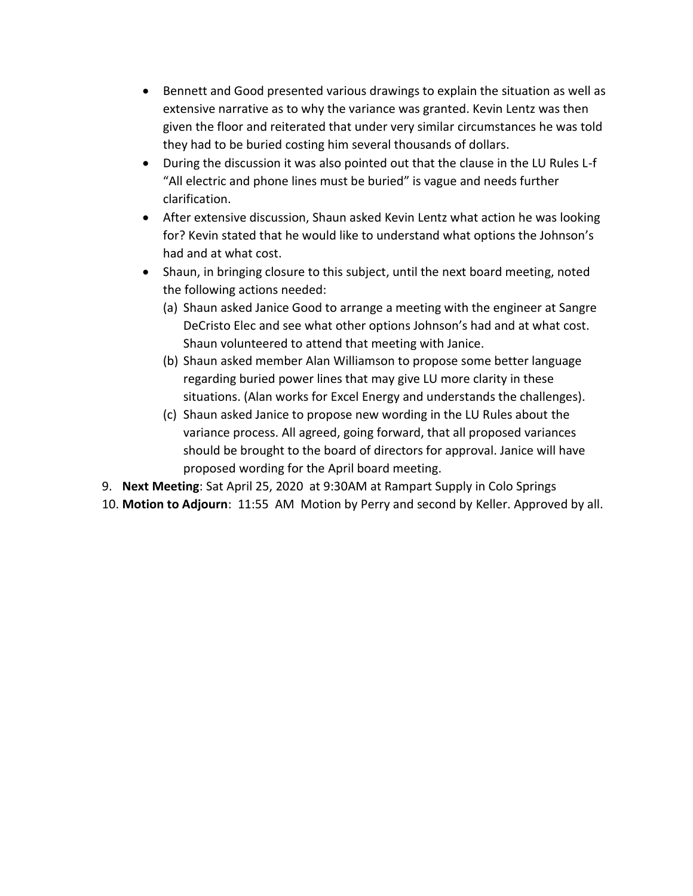- Bennett and Good presented various drawings to explain the situation as well as extensive narrative as to why the variance was granted. Kevin Lentz was then given the floor and reiterated that under very similar circumstances he was told they had to be buried costing him several thousands of dollars.
- During the discussion it was also pointed out that the clause in the LU Rules L-f "All electric and phone lines must be buried" is vague and needs further clarification.
- After extensive discussion, Shaun asked Kevin Lentz what action he was looking for? Kevin stated that he would like to understand what options the Johnson's had and at what cost.
- Shaun, in bringing closure to this subject, until the next board meeting, noted the following actions needed:
  - (a) Shaun asked Janice Good to arrange a meeting with the engineer at Sangre DeCristo Elec and see what other options Johnson's had and at what cost. Shaun volunteered to attend that meeting with Janice.
  - (b) Shaun asked member Alan Williamson to propose some better language regarding buried power lines that may give LU more clarity in these situations. (Alan works for Excel Energy and understands the challenges).
  - (c) Shaun asked Janice to propose new wording in the LU Rules about the variance process. All agreed, going forward, that all proposed variances should be brought to the board of directors for approval. Janice will have proposed wording for the April board meeting.

9. **Next Meeting**: Sat April 25, 2020 at 9:30AM at Rampart Supply in Colo Springs
10. **Motion to Adjourn**: 11:55 AM Motion by Perry and second by Keller. Approved by all.